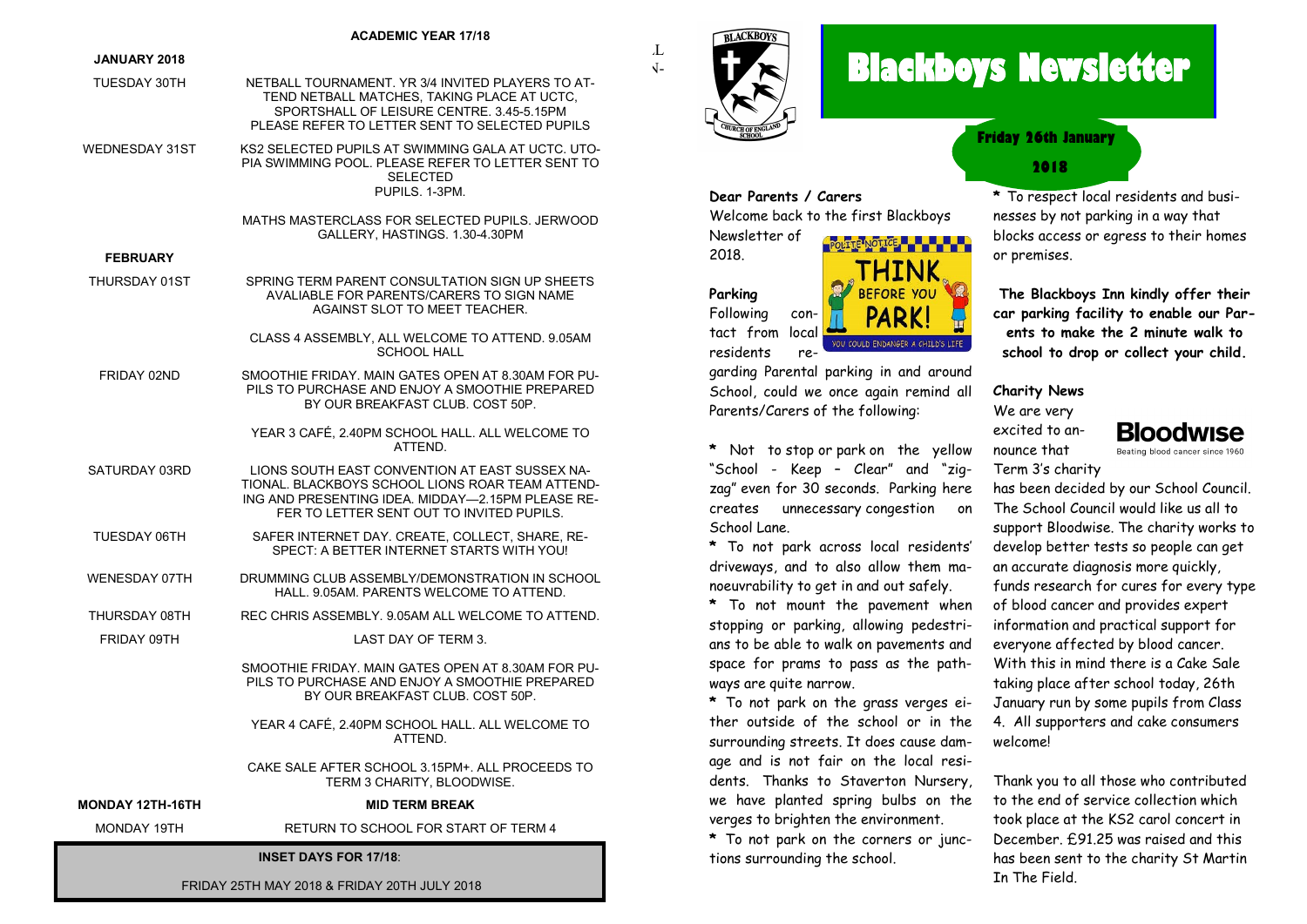## ACADEMIC YEAR 17/18

**JANUARY 2018**

| | |
|---|---|
| TUESDAY 30TH | NETBALL TOURNAMENT. YR 3/4 INVITED PLAYERS TO ATTEND NETBALL MATCHES, TAKING PLACE AT UCTC, SPORTSHALL OF LEISURE CENTRE. 3.45-5.15PM PLEASE REFER TO LETTER SENT TO SELECTED PUPILS |
| WEDNESDAY 31ST | KS2 SELECTED PUPILS AT SWIMMING GALA AT UCTC. UTOPIA SWIMMING POOL. PLEASE REFER TO LETTER SENT TO SELECTED PUPILS. 1-3PM. |
| | MATHS MASTERCLASS FOR SELECTED PUPILS. JERWOOD GALLERY, HASTINGS. 1.30-4.30PM |
| **FEBRUARY** | |
| THURSDAY 01ST | SPRING TERM PARENT CONSULTATION SIGN UP SHEETS AVALIABLE FOR PARENTS/CARERS TO SIGN NAME AGAINST SLOT TO MEET TEACHER. |
| | CLASS 4 ASSEMBLY, ALL WELCOME TO ATTEND. 9.05AM SCHOOL HALL |
| FRIDAY 02ND | SMOOTHIE FRIDAY. MAIN GATES OPEN AT 8.30AM FOR PUPILS TO PURCHASE AND ENJOY A SMOOTHIE PREPARED BY OUR BREAKFAST CLUB. COST 50P. |
| | YEAR 3 CAFÉ, 2.40PM SCHOOL HALL. ALL WELCOME TO ATTEND. |
| SATURDAY 03RD | LIONS SOUTH EAST CONVENTION AT EAST SUSSEX NATIONAL. BLACKBOYS SCHOOL LIONS ROAR TEAM ATTENDING AND PRESENTING IDEA. MIDDAY—2.15PM PLEASE REFER TO LETTER SENT OUT TO INVITED PUPILS. |
| TUESDAY 06TH | SAFER INTERNET DAY. CREATE, COLLECT, SHARE, RESPECT: A BETTER INTERNET STARTS WITH YOU! |
| WENESDAY 07TH | DRUMMING CLUB ASSEMBLY/DEMONSTRATION IN SCHOOL HALL. 9.05AM. PARENTS WELCOME TO ATTEND. |
| THURSDAY 08TH | REC CHRIS ASSEMBLY. 9.05AM ALL WELCOME TO ATTEND. |
| FRIDAY 09TH | LAST DAY OF TERM 3. |
| | SMOOTHIE FRIDAY. MAIN GATES OPEN AT 8.30AM FOR PUPILS TO PURCHASE AND ENJOY A SMOOTHIE PREPARED BY OUR BREAKFAST CLUB. COST 50P. |
| | YEAR 4 CAFÉ, 2.40PM SCHOOL HALL. ALL WELCOME TO ATTEND. |
| | CAKE SALE AFTER SCHOOL 3.15PM+. ALL PROCEEDS TO TERM 3 CHARITY, BLOODWISE. |
| **MONDAY 12TH-16TH** | **MID TERM BREAK** |
| MONDAY 19TH | RETURN TO SCHOOL FOR START OF TERM 4 |

**INSET DAYS FOR 17/18**:

FRIDAY 25TH MAY 2018 & FRIDAY 20TH JULY 2018

# Blackboys Newsletter

**Friday 26th January 2018**

**Dear Parents / Carers**

Welcome back to the first Blackboys Newsletter of 2018.

**Parking**

Following contact from local residents regarding Parental parking in and around School, could we once again remind all Parents/Carers of the following:

* Not to stop or park on the yellow "School - Keep – Clear" and "zig-zag" even for 30 seconds. Parking here creates unnecessary congestion on School Lane.
* To not park across local residents' driveways, and to also allow them manoeuvrability to get in and out safely.
* To not mount the pavement when stopping or parking, allowing pedestrians to be able to walk on pavements and space for prams to pass as the pathways are quite narrow.
* To not park on the grass verges either outside of the school or in the surrounding streets. It does cause damage and is not fair on the local residents. Thanks to Staverton Nursery, we have planted spring bulbs on the verges to brighten the environment.
* To not park on the corners or junctions surrounding the school.
* To respect local residents and businesses by not parking in a way that blocks access or egress to their homes or premises.

**The Blackboys Inn kindly offer their car parking facility to enable our Parents to make the 2 minute walk to school to drop or collect your child.**

**Charity News**

We are very excited to announce that Term 3's charity has been decided by our School Council. The School Council would like us all to support Bloodwise. The charity works to develop better tests so people can get an accurate diagnosis more quickly, funds research for cures for every type of blood cancer and provides expert information and practical support for everyone affected by blood cancer. With this in mind there is a Cake Sale taking place after school today, 26th January run by some pupils from Class 4. All supporters and cake consumers welcome!

Thank you to all those who contributed to the end of service collection which took place at the KS2 carol concert in December. £91.25 was raised and this has been sent to the charity St Martin In The Field.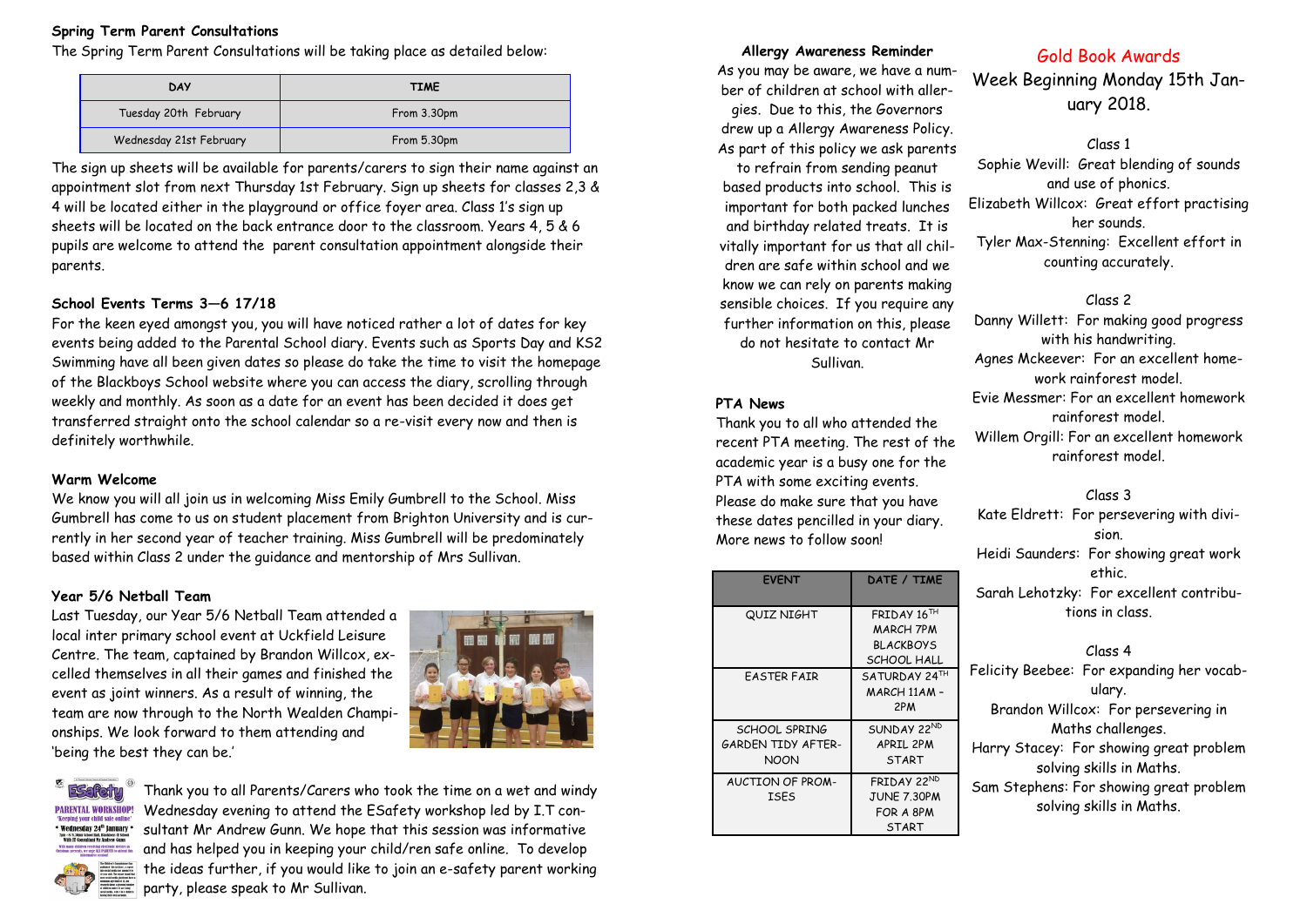### Spring Term Parent Consultations

The Spring Term Parent Consultations will be taking place as detailed below:

| DAY | TIME |
| --- | --- |
| Tuesday 20th February | From 3.30pm |
| Wednesday 21st February | From 5.30pm |

The sign up sheets will be available for parents/carers to sign their name against an appointment slot from next Thursday 1st February. Sign up sheets for classes 2,3 & 4 will be located either in the playground or office foyer area. Class 1's sign up sheets will be located on the back entrance door to the classroom. Years 4, 5 & 6 pupils are welcome to attend the parent consultation appointment alongside their parents.

### School Events Terms 3—6 17/18

For the keen eyed amongst you, you will have noticed rather a lot of dates for key events being added to the Parental School diary. Events such as Sports Day and KS2 Swimming have all been given dates so please do take the time to visit the homepage of the Blackboys School website where you can access the diary, scrolling through weekly and monthly. As soon as a date for an event has been decided it does get transferred straight onto the school calendar so a re-visit every now and then is definitely worthwhile.

### Warm Welcome

We know you will all join us in welcoming Miss Emily Gumbrell to the School. Miss Gumbrell has come to us on student placement from Brighton University and is currently in her second year of teacher training. Miss Gumbrell will be predominately based within Class 2 under the guidance and mentorship of Mrs Sullivan.

### Year 5/6 Netball Team

Last Tuesday, our Year 5/6 Netball Team attended a local inter primary school event at Uckfield Leisure Centre. The team, captained by Brandon Willcox, excelled themselves in all their games and finished the event as joint winners. As a result of winning, the team are now through to the North Wealden Championships. We look forward to them attending and 'being the best they can be.'

Thank you to all Parents/Carers who took the time on a wet and windy Wednesday evening to attend the ESafety workshop led by I.T consultant Mr Andrew Gunn. We hope that this session was informative and has helped you in keeping your child/ren safe online. To develop the ideas further, if you would like to join an e-safety parent working party, please speak to Mr Sullivan.

### Allergy Awareness Reminder

As you may be aware, we have a number of children at school with allergies. Due to this, the Governors drew up a Allergy Awareness Policy. As part of this policy we ask parents to refrain from sending peanut based products into school. This is important for both packed lunches and birthday related treats. It is vitally important for us that all children are safe within school and we know we can rely on parents making sensible choices. If you require any further information on this, please do not hesitate to contact Mr Sullivan.

### PTA News

Thank you to all who attended the recent PTA meeting. The rest of the academic year is a busy one for the PTA with some exciting events. Please do make sure that you have these dates pencilled in your diary. More news to follow soon!

| EVENT | DATE / TIME |
| --- | --- |
| QUIZ NIGHT | FRIDAY 16TH MARCH 7PM BLACKBOYS SCHOOL HALL |
| EASTER FAIR | SATURDAY 24TH MARCH 11AM – 2PM |
| SCHOOL SPRING GARDEN TIDY AFTERNOON | SUNDAY 22ND APRIL 2PM START |
| AUCTION OF PROMISES | FRIDAY 22ND JUNE 7.30PM FOR A 8PM START |

## Gold Book Awards

Week Beginning Monday 15th January 2018.

**Class 1**

Sophie Wevill: Great blending of sounds and use of phonics.

Elizabeth Willcox: Great effort practising her sounds.

Tyler Max-Stenning: Excellent effort in counting accurately.

**Class 2**

Danny Willett: For making good progress with his handwriting.

Agnes Mckeever: For an excellent homework rainforest model.

Evie Messmer: For an excellent homework rainforest model.

Willem Orgill: For an excellent homework rainforest model.

**Class 3**

Kate Eldrett: For persevering with division.

Heidi Saunders: For showing great work ethic.

Sarah Lehotzky: For excellent contributions in class.

**Class 4**

Felicity Beebee: For expanding her vocabulary.

Brandon Willcox: For persevering in Maths challenges.

Harry Stacey: For showing great problem solving skills in Maths.

Sam Stephens: For showing great problem solving skills in Maths.